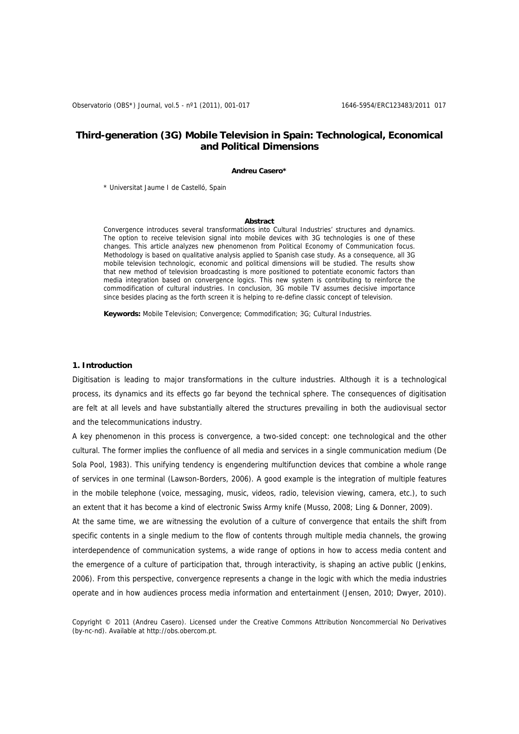# Third-generation (3G) Mobile Television in Spain: Technological, Economical and Political Dimensions

**Andreu Casero***

* Universitat Jaume I de Castelló, Spain

**Abstract**

Convergence introduces several transformations into Cultural Industries' structures and dynamics. The option to receive television signal into mobile devices with 3G technologies is one of these changes. This article analyzes new phenomenon from Political Economy of Communication focus. Methodology is based on qualitative analysis applied to Spanish case study. As a consequence, all 3G mobile television technologic, economic and political dimensions will be studied. The results show that new method of television broadcasting is more positioned to potentiate economic factors than media integration based on convergence logics. This new system is contributing to reinforce the commodification of cultural industries. In conclusion, 3G mobile TV assumes decisive importance since besides placing as the forth screen it is helping to re-define classic concept of television.

**Keywords:** Mobile Television; Convergence; Commodification; 3G; Cultural Industries.

## 1. Introduction

Digitisation is leading to major transformations in the culture industries. Although it is a technological process, its dynamics and its effects go far beyond the technical sphere. The consequences of digitisation are felt at all levels and have substantially altered the structures prevailing in both the audiovisual sector and the telecommunications industry.

A key phenomenon in this process is convergence, a two-sided concept: one technological and the other cultural. The former implies the confluence of all media and services in a single communication medium (De Sola Pool, 1983). This unifying tendency is engendering multifunction devices that combine a whole range of services in one terminal (Lawson-Borders, 2006). A good example is the integration of multiple features in the mobile telephone (voice, messaging, music, videos, radio, television viewing, camera, etc.), to such an extent that it has become a kind of electronic Swiss Army knife (Musso, 2008; Ling & Donner, 2009).

At the same time, we are witnessing the evolution of a culture of convergence that entails the shift from specific contents in a single medium to the flow of contents through multiple media channels, the growing interdependence of communication systems, a wide range of options in how to access media content and the emergence of a culture of participation that, through interactivity, is shaping an active public (Jenkins, 2006). From this perspective, convergence represents a change in the logic with which the media industries operate and in how audiences process media information and entertainment (Jensen, 2010; Dwyer, 2010).

Copyright © 2011 (Andreu Casero). Licensed under the Creative Commons Attribution Noncommercial No Derivatives (by-nc-nd). Available at http://obs.obercom.pt.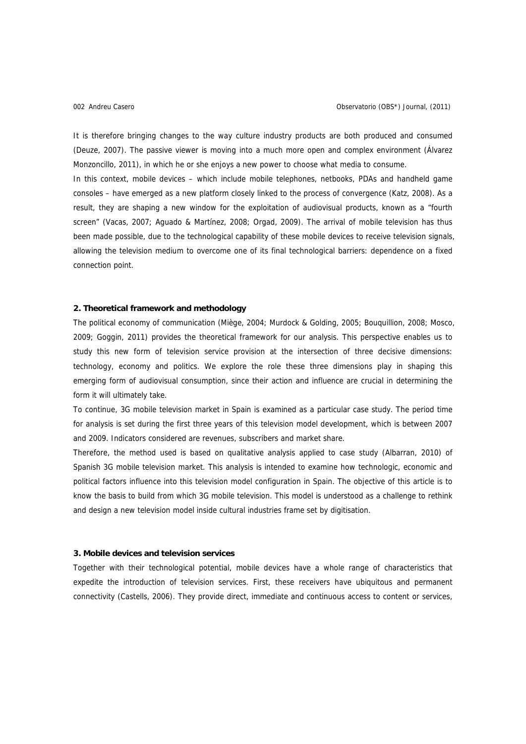It is therefore bringing changes to the way culture industry products are both produced and consumed (Deuze, 2007). The passive viewer is moving into a much more open and complex environment (Álvarez Monzoncillo, 2011), in which he or she enjoys a new power to choose what media to consume.

In this context, mobile devices – which include mobile telephones, netbooks, PDAs and handheld game consoles – have emerged as a new platform closely linked to the process of convergence (Katz, 2008). As a result, they are shaping a new window for the exploitation of audiovisual products, known as a "fourth screen" (Vacas, 2007; Aguado & Martínez, 2008; Orgad, 2009). The arrival of mobile television has thus been made possible, due to the technological capability of these mobile devices to receive television signals, allowing the television medium to overcome one of its final technological barriers: dependence on a fixed connection point.

## 2. Theoretical framework and methodology

The political economy of communication (Miège, 2004; Murdock & Golding, 2005; Bouquillion, 2008; Mosco, 2009; Goggin, 2011) provides the theoretical framework for our analysis. This perspective enables us to study this new form of television service provision at the intersection of three decisive dimensions: technology, economy and politics. We explore the role these three dimensions play in shaping this emerging form of audiovisual consumption, since their action and influence are crucial in determining the form it will ultimately take.

To continue, 3G mobile television market in Spain is examined as a particular case study. The period time for analysis is set during the first three years of this television model development, which is between 2007 and 2009. Indicators considered are revenues, subscribers and market share.

Therefore, the method used is based on qualitative analysis applied to case study (Albarran, 2010) of Spanish 3G mobile television market. This analysis is intended to examine how technologic, economic and political factors influence into this television model configuration in Spain. The objective of this article is to know the basis to build from which 3G mobile television. This model is understood as a challenge to rethink and design a new television model inside cultural industries frame set by digitisation.

## 3. Mobile devices and television services

Together with their technological potential, mobile devices have a whole range of characteristics that expedite the introduction of television services. First, these receivers have ubiquitous and permanent connectivity (Castells, 2006). They provide direct, immediate and continuous access to content or services,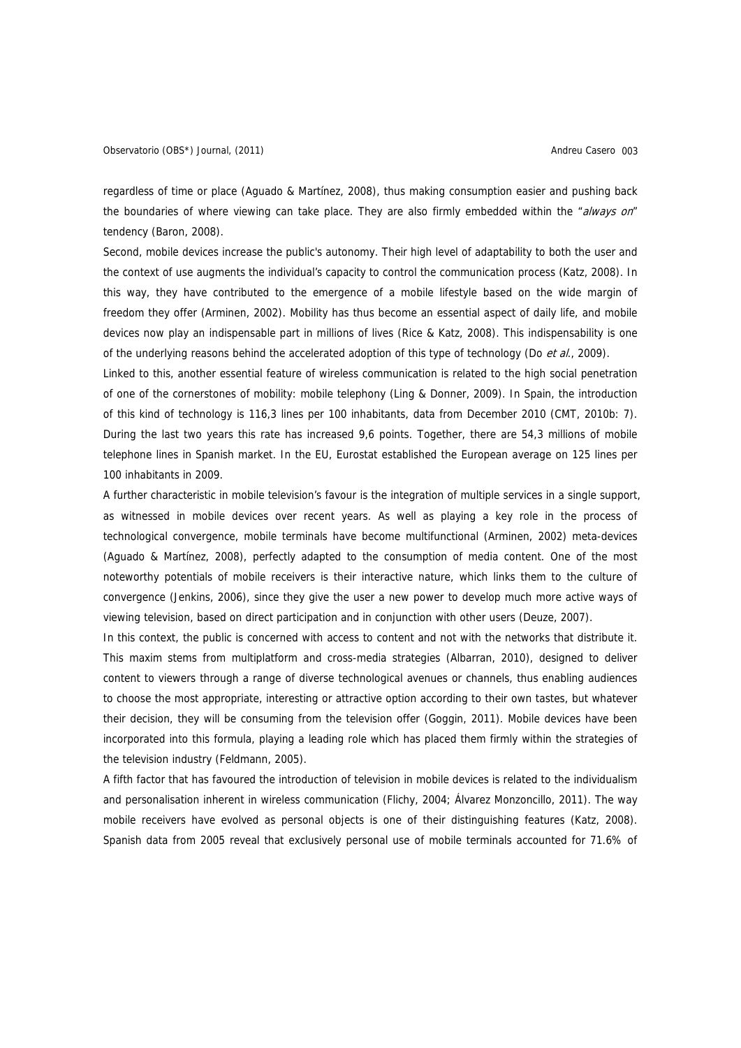regardless of time or place (Aguado & Martínez, 2008), thus making consumption easier and pushing back the boundaries of where viewing can take place. They are also firmly embedded within the "*always on*" tendency (Baron, 2008).

Second, mobile devices increase the public's autonomy. Their high level of adaptability to both the user and the context of use augments the individual's capacity to control the communication process (Katz, 2008). In this way, they have contributed to the emergence of a mobile lifestyle based on the wide margin of freedom they offer (Arminen, 2002). Mobility has thus become an essential aspect of daily life, and mobile devices now play an indispensable part in millions of lives (Rice & Katz, 2008). This indispensability is one of the underlying reasons behind the accelerated adoption of this type of technology (Do *et al.*, 2009).

Linked to this, another essential feature of wireless communication is related to the high social penetration of one of the cornerstones of mobility: mobile telephony (Ling & Donner, 2009). In Spain, the introduction of this kind of technology is 116,3 lines per 100 inhabitants, data from December 2010 (CMT, 2010b: 7). During the last two years this rate has increased 9,6 points. Together, there are 54,3 millions of mobile telephone lines in Spanish market. In the EU, Eurostat established the European average on 125 lines per 100 inhabitants in 2009.

A further characteristic in mobile television's favour is the integration of multiple services in a single support, as witnessed in mobile devices over recent years. As well as playing a key role in the process of technological convergence, mobile terminals have become multifunctional (Arminen, 2002) meta-devices (Aguado & Martínez, 2008), perfectly adapted to the consumption of media content. One of the most noteworthy potentials of mobile receivers is their interactive nature, which links them to the culture of convergence (Jenkins, 2006), since they give the user a new power to develop much more active ways of viewing television, based on direct participation and in conjunction with other users (Deuze, 2007).

In this context, the public is concerned with access to content and not with the networks that distribute it. This maxim stems from multiplatform and cross-media strategies (Albarran, 2010), designed to deliver content to viewers through a range of diverse technological avenues or channels, thus enabling audiences to choose the most appropriate, interesting or attractive option according to their own tastes, but whatever their decision, they will be consuming from the television offer (Goggin, 2011). Mobile devices have been incorporated into this formula, playing a leading role which has placed them firmly within the strategies of the television industry (Feldmann, 2005).

A fifth factor that has favoured the introduction of television in mobile devices is related to the individualism and personalisation inherent in wireless communication (Flichy, 2004; Álvarez Monzoncillo, 2011). The way mobile receivers have evolved as personal objects is one of their distinguishing features (Katz, 2008). Spanish data from 2005 reveal that exclusively personal use of mobile terminals accounted for 71.6% of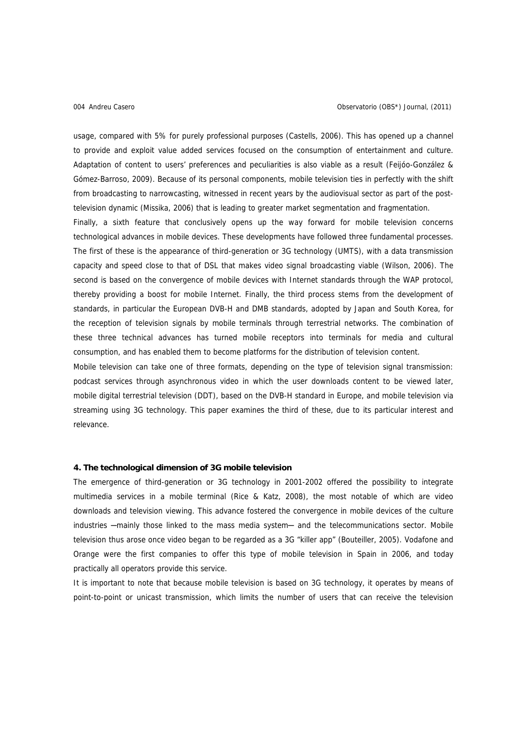usage, compared with 5% for purely professional purposes (Castells, 2006). This has opened up a channel to provide and exploit value added services focused on the consumption of entertainment and culture. Adaptation of content to users' preferences and peculiarities is also viable as a result (Feijóo-González & Gómez-Barroso, 2009). Because of its personal components, mobile television ties in perfectly with the shift from broadcasting to narrowcasting, witnessed in recent years by the audiovisual sector as part of the post-television dynamic (Missika, 2006) that is leading to greater market segmentation and fragmentation.

Finally, a sixth feature that conclusively opens up the way forward for mobile television concerns technological advances in mobile devices. These developments have followed three fundamental processes. The first of these is the appearance of third-generation or 3G technology (UMTS), with a data transmission capacity and speed close to that of DSL that makes video signal broadcasting viable (Wilson, 2006). The second is based on the convergence of mobile devices with Internet standards through the WAP protocol, thereby providing a boost for mobile Internet. Finally, the third process stems from the development of standards, in particular the European DVB-H and DMB standards, adopted by Japan and South Korea, for the reception of television signals by mobile terminals through terrestrial networks. The combination of these three technical advances has turned mobile receptors into terminals for media and cultural consumption, and has enabled them to become platforms for the distribution of television content.

Mobile television can take one of three formats, depending on the type of television signal transmission: podcast services through asynchronous video in which the user downloads content to be viewed later, mobile digital terrestrial television (DDT), based on the DVB-H standard in Europe, and mobile television via streaming using 3G technology. This paper examines the third of these, due to its particular interest and relevance.

## 4. The technological dimension of 3G mobile television

The emergence of third-generation or 3G technology in 2001-2002 offered the possibility to integrate multimedia services in a mobile terminal (Rice & Katz, 2008), the most notable of which are video downloads and television viewing. This advance fostered the convergence in mobile devices of the culture industries —mainly those linked to the mass media system— and the telecommunications sector. Mobile television thus arose once video began to be regarded as a 3G "killer app" (Bouteiller, 2005). Vodafone and Orange were the first companies to offer this type of mobile television in Spain in 2006, and today practically all operators provide this service.

It is important to note that because mobile television is based on 3G technology, it operates by means of point-to-point or unicast transmission, which limits the number of users that can receive the television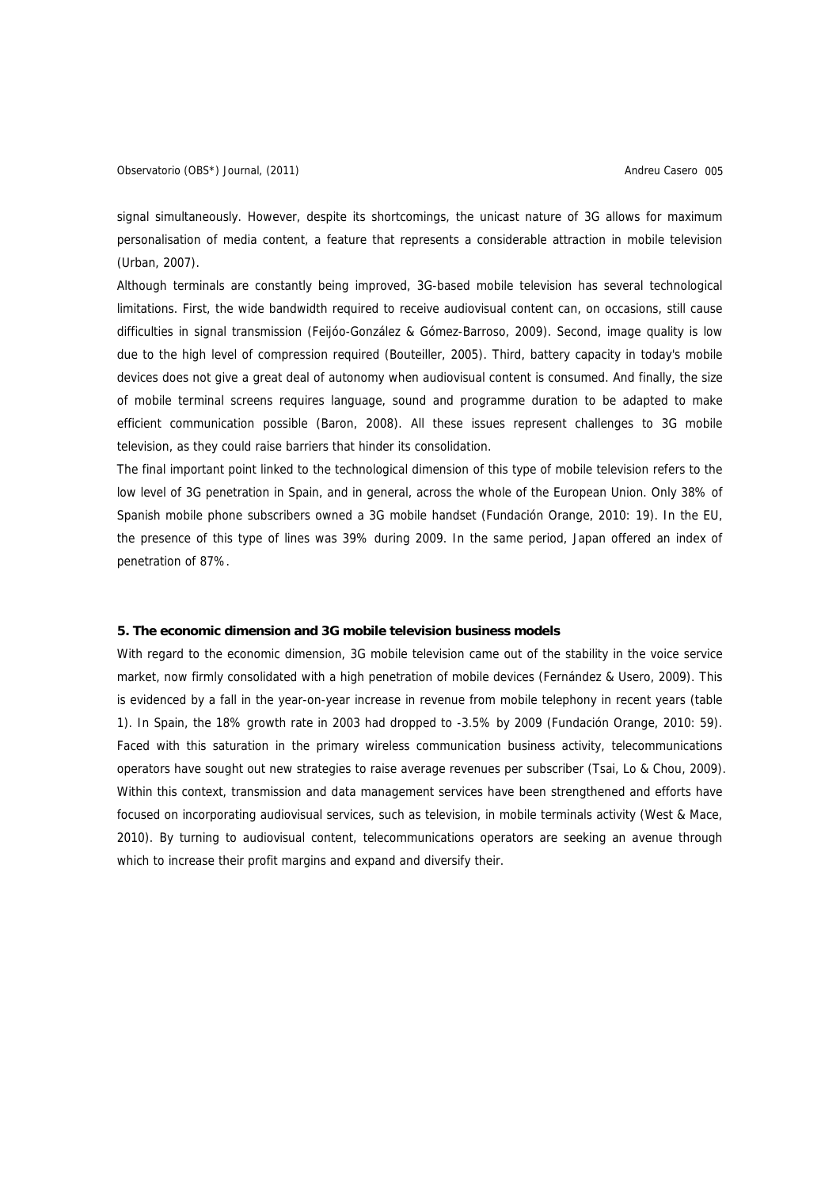signal simultaneously. However, despite its shortcomings, the unicast nature of 3G allows for maximum personalisation of media content, a feature that represents a considerable attraction in mobile television (Urban, 2007).

Although terminals are constantly being improved, 3G-based mobile television has several technological limitations. First, the wide bandwidth required to receive audiovisual content can, on occasions, still cause difficulties in signal transmission (Feijóo-González & Gómez-Barroso, 2009). Second, image quality is low due to the high level of compression required (Bouteiller, 2005). Third, battery capacity in today's mobile devices does not give a great deal of autonomy when audiovisual content is consumed. And finally, the size of mobile terminal screens requires language, sound and programme duration to be adapted to make efficient communication possible (Baron, 2008). All these issues represent challenges to 3G mobile television, as they could raise barriers that hinder its consolidation.

The final important point linked to the technological dimension of this type of mobile television refers to the low level of 3G penetration in Spain, and in general, across the whole of the European Union. Only 38% of Spanish mobile phone subscribers owned a 3G mobile handset (Fundación Orange, 2010: 19). In the EU, the presence of this type of lines was 39% during 2009. In the same period, Japan offered an index of penetration of 87%.

### 5. The economic dimension and 3G mobile television business models

With regard to the economic dimension, 3G mobile television came out of the stability in the voice service market, now firmly consolidated with a high penetration of mobile devices (Fernández & Usero, 2009). This is evidenced by a fall in the year-on-year increase in revenue from mobile telephony in recent years (table 1). In Spain, the 18% growth rate in 2003 had dropped to -3.5% by 2009 (Fundación Orange, 2010: 59). Faced with this saturation in the primary wireless communication business activity, telecommunications operators have sought out new strategies to raise average revenues per subscriber (Tsai, Lo & Chou, 2009). Within this context, transmission and data management services have been strengthened and efforts have focused on incorporating audiovisual services, such as television, in mobile terminals activity (West & Mace, 2010). By turning to audiovisual content, telecommunications operators are seeking an avenue through which to increase their profit margins and expand and diversify their.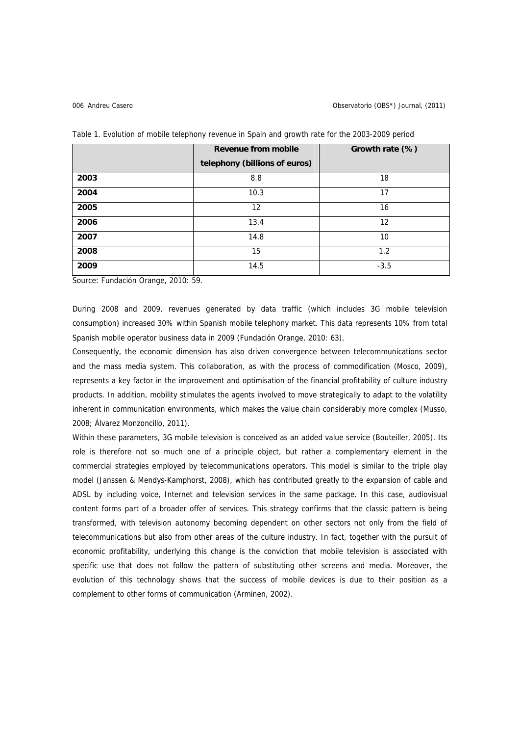Table 1. Evolution of mobile telephony revenue in Spain and growth rate for the 2003-2009 period

| | Revenue from mobile telephony (billions of euros) | Growth rate (%) |
|---|---|---|
| **2003** | 8.8 | 18 |
| **2004** | 10.3 | 17 |
| **2005** | 12 | 16 |
| **2006** | 13.4 | 12 |
| **2007** | 14.8 | 10 |
| **2008** | 15 | 1.2 |
| **2009** | 14.5 | -3.5 |

Source: Fundación Orange, 2010: 59.

During 2008 and 2009, revenues generated by data traffic (which includes 3G mobile television consumption) increased 30% within Spanish mobile telephony market. This data represents 10% from total Spanish mobile operator business data in 2009 (Fundación Orange, 2010: 63).

Consequently, the economic dimension has also driven convergence between telecommunications sector and the mass media system. This collaboration, as with the process of commodification (Mosco, 2009), represents a key factor in the improvement and optimisation of the financial profitability of culture industry products. In addition, mobility stimulates the agents involved to move strategically to adapt to the volatility inherent in communication environments, which makes the value chain considerably more complex (Musso, 2008; Álvarez Monzoncillo, 2011).

Within these parameters, 3G mobile television is conceived as an added value service (Bouteiller, 2005). Its role is therefore not so much one of a principle object, but rather a complementary element in the commercial strategies employed by telecommunications operators. This model is similar to the triple play model (Janssen & Mendys-Kamphorst, 2008), which has contributed greatly to the expansion of cable and ADSL by including voice, Internet and television services in the same package. In this case, audiovisual content forms part of a broader offer of services. This strategy confirms that the classic pattern is being transformed, with television autonomy becoming dependent on other sectors not only from the field of telecommunications but also from other areas of the culture industry. In fact, together with the pursuit of economic profitability, underlying this change is the conviction that mobile television is associated with specific use that does not follow the pattern of substituting other screens and media. Moreover, the evolution of this technology shows that the success of mobile devices is due to their position as a complement to other forms of communication (Arminen, 2002).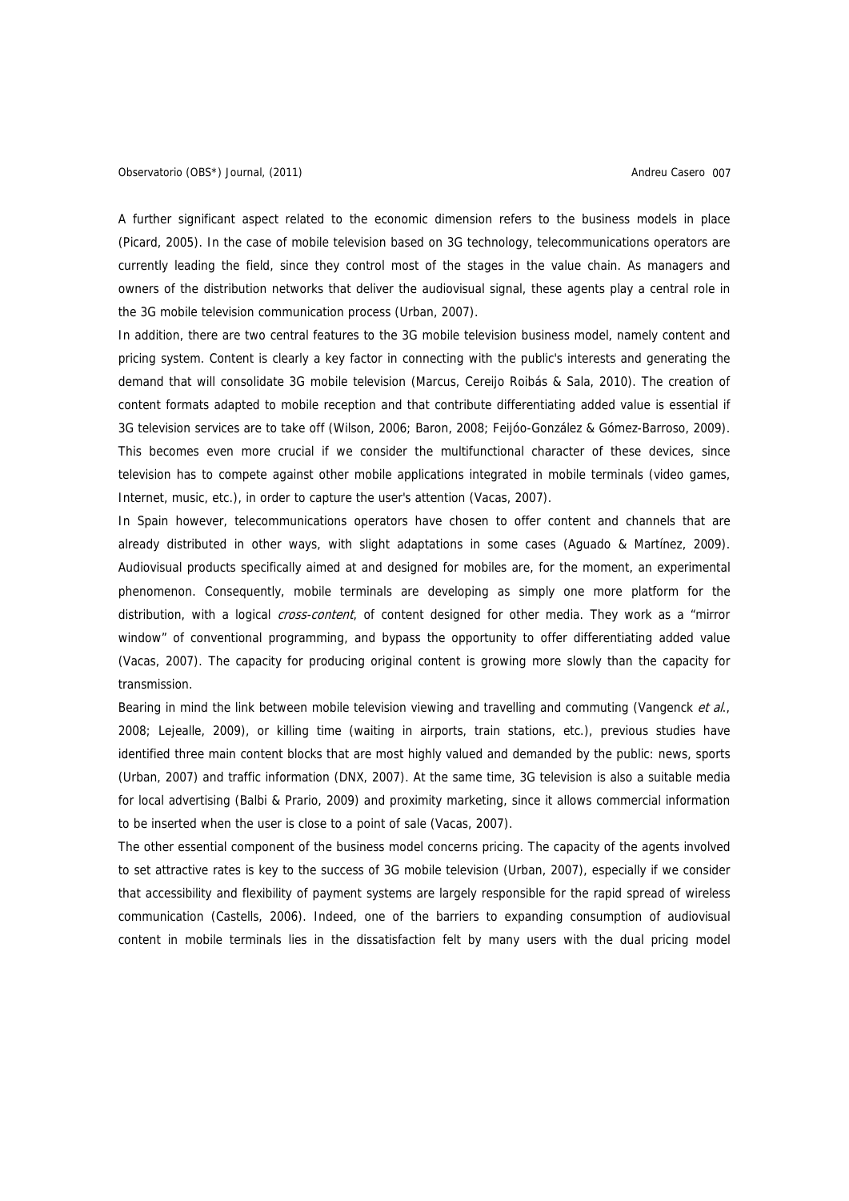A further significant aspect related to the economic dimension refers to the business models in place (Picard, 2005). In the case of mobile television based on 3G technology, telecommunications operators are currently leading the field, since they control most of the stages in the value chain. As managers and owners of the distribution networks that deliver the audiovisual signal, these agents play a central role in the 3G mobile television communication process (Urban, 2007).

In addition, there are two central features to the 3G mobile television business model, namely content and pricing system. Content is clearly a key factor in connecting with the public's interests and generating the demand that will consolidate 3G mobile television (Marcus, Cereijo Roibás & Sala, 2010). The creation of content formats adapted to mobile reception and that contribute differentiating added value is essential if 3G television services are to take off (Wilson, 2006; Baron, 2008; Feijóo-González & Gómez-Barroso, 2009). This becomes even more crucial if we consider the multifunctional character of these devices, since television has to compete against other mobile applications integrated in mobile terminals (video games, Internet, music, etc.), in order to capture the user's attention (Vacas, 2007).

In Spain however, telecommunications operators have chosen to offer content and channels that are already distributed in other ways, with slight adaptations in some cases (Aguado & Martínez, 2009). Audiovisual products specifically aimed at and designed for mobiles are, for the moment, an experimental phenomenon. Consequently, mobile terminals are developing as simply one more platform for the distribution, with a logical *cross-content*, of content designed for other media. They work as a "mirror window" of conventional programming, and bypass the opportunity to offer differentiating added value (Vacas, 2007). The capacity for producing original content is growing more slowly than the capacity for transmission.

Bearing in mind the link between mobile television viewing and travelling and commuting (Vangenck *et al.*, 2008; Lejealle, 2009), or killing time (waiting in airports, train stations, etc.), previous studies have identified three main content blocks that are most highly valued and demanded by the public: news, sports (Urban, 2007) and traffic information (DNX, 2007). At the same time, 3G television is also a suitable media for local advertising (Balbi & Prario, 2009) and proximity marketing, since it allows commercial information to be inserted when the user is close to a point of sale (Vacas, 2007).

The other essential component of the business model concerns pricing. The capacity of the agents involved to set attractive rates is key to the success of 3G mobile television (Urban, 2007), especially if we consider that accessibility and flexibility of payment systems are largely responsible for the rapid spread of wireless communication (Castells, 2006). Indeed, one of the barriers to expanding consumption of audiovisual content in mobile terminals lies in the dissatisfaction felt by many users with the dual pricing model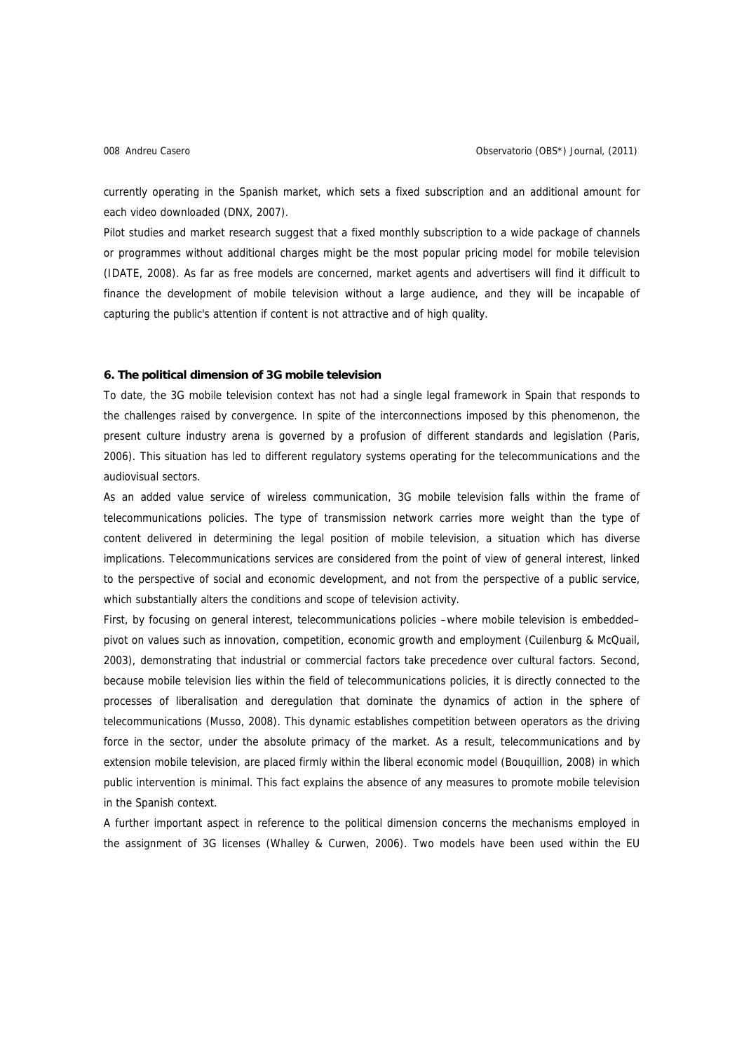currently operating in the Spanish market, which sets a fixed subscription and an additional amount for each video downloaded (DNX, 2007).

Pilot studies and market research suggest that a fixed monthly subscription to a wide package of channels or programmes without additional charges might be the most popular pricing model for mobile television (IDATE, 2008). As far as free models are concerned, market agents and advertisers will find it difficult to finance the development of mobile television without a large audience, and they will be incapable of capturing the public's attention if content is not attractive and of high quality.

### 6. The political dimension of 3G mobile television

To date, the 3G mobile television context has not had a single legal framework in Spain that responds to the challenges raised by convergence. In spite of the interconnections imposed by this phenomenon, the present culture industry arena is governed by a profusion of different standards and legislation (Paris, 2006). This situation has led to different regulatory systems operating for the telecommunications and the audiovisual sectors.

As an added value service of wireless communication, 3G mobile television falls within the frame of telecommunications policies. The type of transmission network carries more weight than the type of content delivered in determining the legal position of mobile television, a situation which has diverse implications. Telecommunications services are considered from the point of view of general interest, linked to the perspective of social and economic development, and not from the perspective of a public service, which substantially alters the conditions and scope of television activity.

First, by focusing on general interest, telecommunications policies –where mobile television is embedded– pivot on values such as innovation, competition, economic growth and employment (Cuilenburg & McQuail, 2003), demonstrating that industrial or commercial factors take precedence over cultural factors. Second, because mobile television lies within the field of telecommunications policies, it is directly connected to the processes of liberalisation and deregulation that dominate the dynamics of action in the sphere of telecommunications (Musso, 2008). This dynamic establishes competition between operators as the driving force in the sector, under the absolute primacy of the market. As a result, telecommunications and by extension mobile television, are placed firmly within the liberal economic model (Bouquillion, 2008) in which public intervention is minimal. This fact explains the absence of any measures to promote mobile television in the Spanish context.

A further important aspect in reference to the political dimension concerns the mechanisms employed in the assignment of 3G licenses (Whalley & Curwen, 2006). Two models have been used within the EU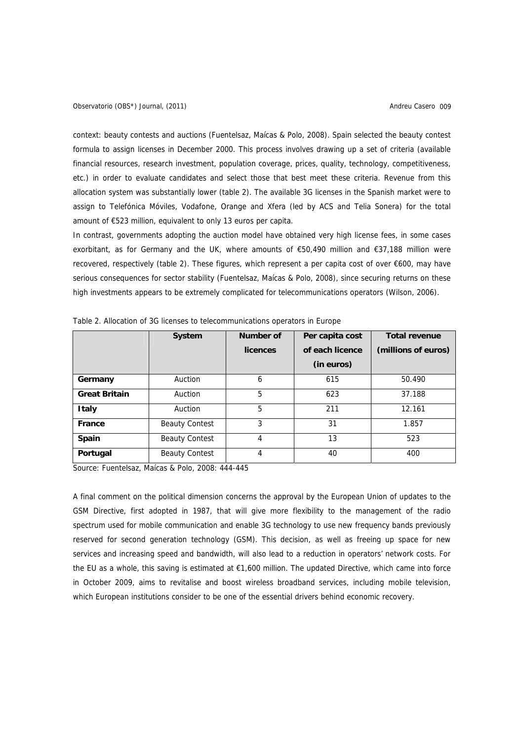context: beauty contests and auctions (Fuentelsaz, Maícas & Polo, 2008). Spain selected the beauty contest formula to assign licenses in December 2000. This process involves drawing up a set of criteria (available financial resources, research investment, population coverage, prices, quality, technology, competitiveness, etc.) in order to evaluate candidates and select those that best meet these criteria. Revenue from this allocation system was substantially lower (table 2). The available 3G licenses in the Spanish market were to assign to Telefónica Móviles, Vodafone, Orange and Xfera (led by ACS and Telia Sonera) for the total amount of €523 million, equivalent to only 13 euros per capita.

In contrast, governments adopting the auction model have obtained very high license fees, in some cases exorbitant, as for Germany and the UK, where amounts of €50,490 million and €37,188 million were recovered, respectively (table 2). These figures, which represent a per capita cost of over €600, may have serious consequences for sector stability (Fuentelsaz, Maícas & Polo, 2008), since securing returns on these high investments appears to be extremely complicated for telecommunications operators (Wilson, 2006).

Table 2. Allocation of 3G licenses to telecommunications operators in Europe

| | System | Number of licences | Per capita cost of each licence (in euros) | Total revenue (millions of euros) |
|---|---|---|---|---|
| **Germany** | Auction | 6 | 615 | 50.490 |
| **Great Britain** | Auction | 5 | 623 | 37.188 |
| **Italy** | Auction | 5 | 211 | 12.161 |
| **France** | Beauty Contest | 3 | 31 | 1.857 |
| **Spain** | Beauty Contest | 4 | 13 | 523 |
| **Portugal** | Beauty Contest | 4 | 40 | 400 |

Source: Fuentelsaz, Maícas & Polo, 2008: 444-445

A final comment on the political dimension concerns the approval by the European Union of updates to the GSM Directive, first adopted in 1987, that will give more flexibility to the management of the radio spectrum used for mobile communication and enable 3G technology to use new frequency bands previously reserved for second generation technology (GSM). This decision, as well as freeing up space for new services and increasing speed and bandwidth, will also lead to a reduction in operators' network costs. For the EU as a whole, this saving is estimated at €1,600 million. The updated Directive, which came into force in October 2009, aims to revitalise and boost wireless broadband services, including mobile television, which European institutions consider to be one of the essential drivers behind economic recovery.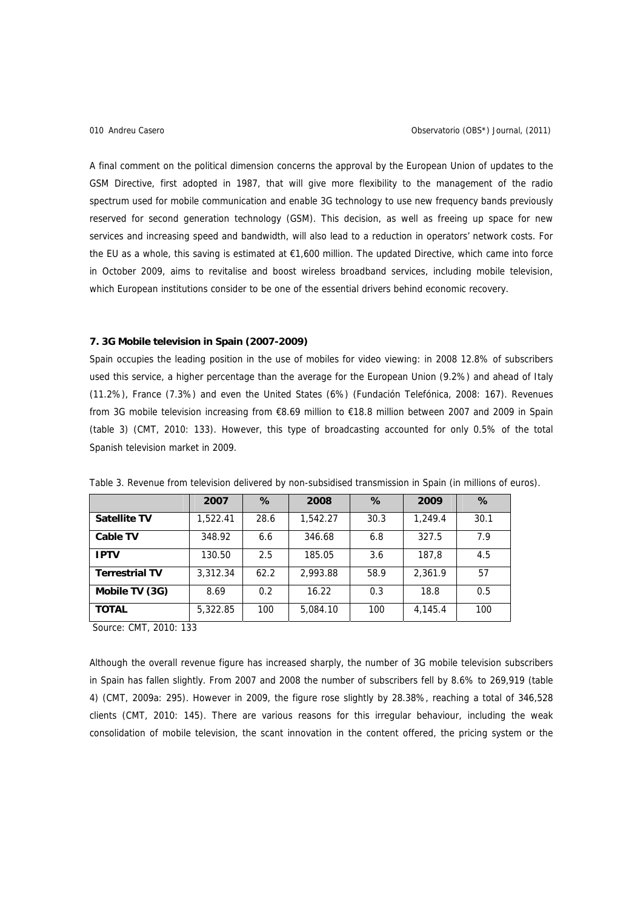A final comment on the political dimension concerns the approval by the European Union of updates to the GSM Directive, first adopted in 1987, that will give more flexibility to the management of the radio spectrum used for mobile communication and enable 3G technology to use new frequency bands previously reserved for second generation technology (GSM). This decision, as well as freeing up space for new services and increasing speed and bandwidth, will also lead to a reduction in operators' network costs. For the EU as a whole, this saving is estimated at €1,600 million. The updated Directive, which came into force in October 2009, aims to revitalise and boost wireless broadband services, including mobile television, which European institutions consider to be one of the essential drivers behind economic recovery.

### 7. 3G Mobile television in Spain (2007-2009)

Spain occupies the leading position in the use of mobiles for video viewing: in 2008 12.8% of subscribers used this service, a higher percentage than the average for the European Union (9.2%) and ahead of Italy (11.2%), France (7.3%) and even the United States (6%) (Fundación Telefónica, 2008: 167). Revenues from 3G mobile television increasing from €8.69 million to €18.8 million between 2007 and 2009 in Spain (table 3) (CMT, 2010: 133). However, this type of broadcasting accounted for only 0.5% of the total Spanish television market in 2009.

Table 3. Revenue from television delivered by non-subsidised transmission in Spain (in millions of euros).

| | 2007 | % | 2008 | % | 2009 | % |
|---|---|---|---|---|---|---|
| **Satellite TV** | 1,522.41 | 28.6 | 1,542.27 | 30.3 | 1,249.4 | 30.1 |
| **Cable TV** | 348.92 | 6.6 | 346.68 | 6.8 | 327.5 | 7.9 |
| **IPTV** | 130.50 | 2.5 | 185.05 | 3.6 | 187,8 | 4.5 |
| **Terrestrial TV** | 3,312.34 | 62.2 | 2,993.88 | 58.9 | 2,361.9 | 57 |
| **Mobile TV (3G)** | 8.69 | 0.2 | 16.22 | 0.3 | 18.8 | 0.5 |
| **TOTAL** | 5,322.85 | 100 | 5,084.10 | 100 | 4,145.4 | 100 |

Source: CMT, 2010: 133

Although the overall revenue figure has increased sharply, the number of 3G mobile television subscribers in Spain has fallen slightly. From 2007 and 2008 the number of subscribers fell by 8.6% to 269,919 (table 4) (CMT, 2009a: 295). However in 2009, the figure rose slightly by 28.38%, reaching a total of 346,528 clients (CMT, 2010: 145). There are various reasons for this irregular behaviour, including the weak consolidation of mobile television, the scant innovation in the content offered, the pricing system or the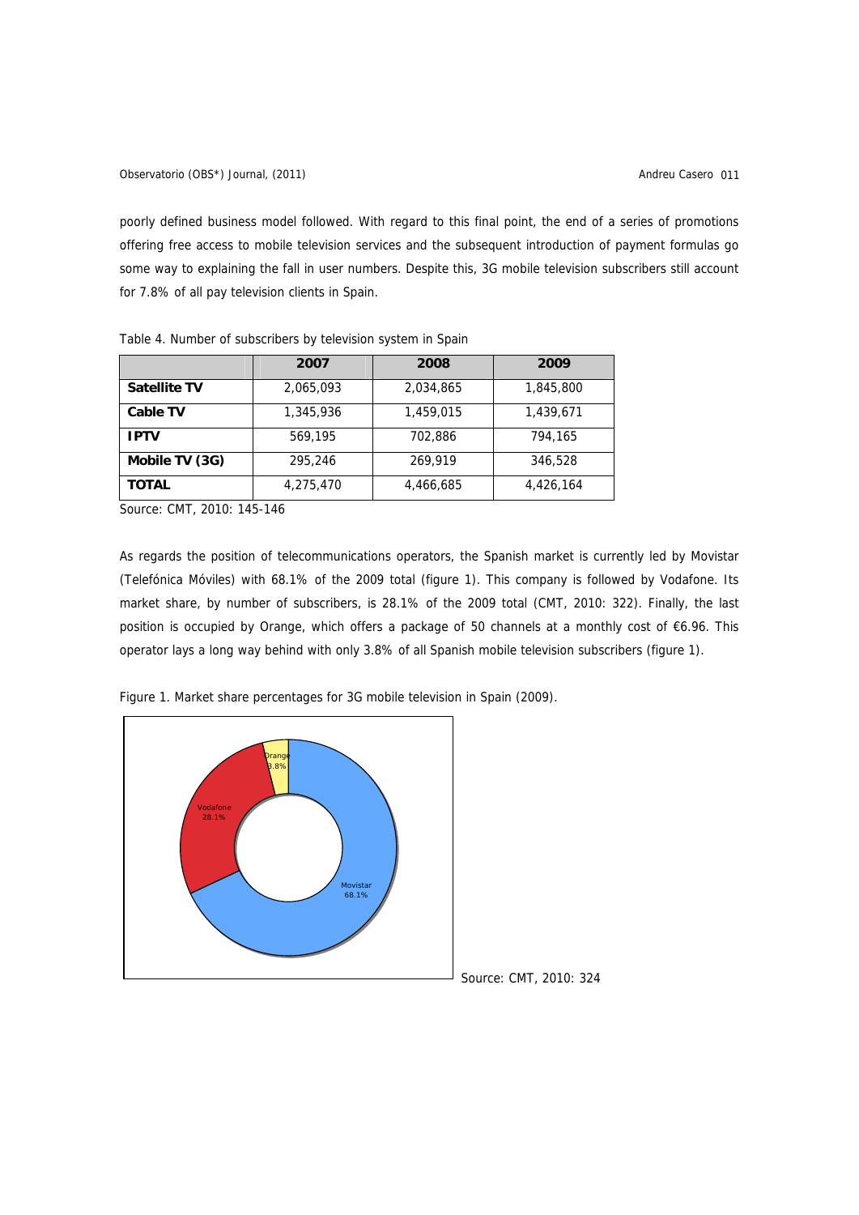poorly defined business model followed. With regard to this final point, the end of a series of promotions offering free access to mobile television services and the subsequent introduction of payment formulas go some way to explaining the fall in user numbers. Despite this, 3G mobile television subscribers still account for 7.8% of all pay television clients in Spain.

Table 4. Number of subscribers by television system in Spain

| | 2007 | 2008 | 2009 |
|---|---|---|---|
| **Satellite TV** | 2,065,093 | 2,034,865 | 1,845,800 |
| **Cable TV** | 1,345,936 | 1,459,015 | 1,439,671 |
| **IPTV** | 569,195 | 702,886 | 794,165 |
| **Mobile TV (3G)** | 295,246 | 269,919 | 346,528 |
| **TOTAL** | 4,275,470 | 4,466,685 | 4,426,164 |

Source: CMT, 2010: 145-146

As regards the position of telecommunications operators, the Spanish market is currently led by Movistar (Telefónica Móviles) with 68.1% of the 2009 total (figure 1). This company is followed by Vodafone. Its market share, by number of subscribers, is 28.1% of the 2009 total (CMT, 2010: 322). Finally, the last position is occupied by Orange, which offers a package of 50 channels at a monthly cost of €6.96. This operator lays a long way behind with only 3.8% of all Spanish mobile television subscribers (figure 1).

Figure 1. Market share percentages for 3G mobile television in Spain (2009).

Orange 3.8%

Vodafone 28.1%

Movistar 68.1%

Source: CMT, 2010: 324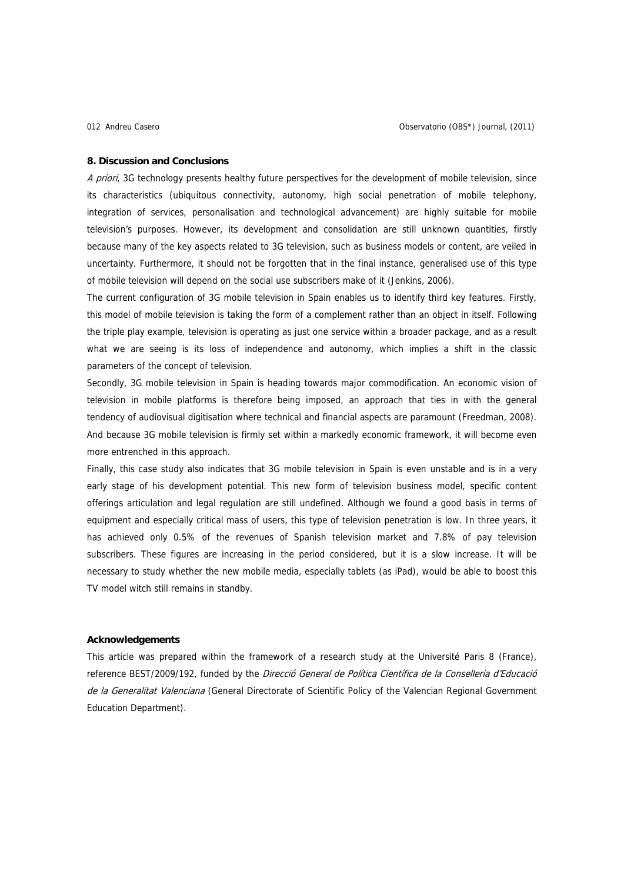## 8. Discussion and Conclusions

*A priori*, 3G technology presents healthy future perspectives for the development of mobile television, since its characteristics (ubiquitous connectivity, autonomy, high social penetration of mobile telephony, integration of services, personalisation and technological advancement) are highly suitable for mobile television's purposes. However, its development and consolidation are still unknown quantities, firstly because many of the key aspects related to 3G television, such as business models or content, are veiled in uncertainty. Furthermore, it should not be forgotten that in the final instance, generalised use of this type of mobile television will depend on the social use subscribers make of it (Jenkins, 2006).

The current configuration of 3G mobile television in Spain enables us to identify third key features. Firstly, this model of mobile television is taking the form of a complement rather than an object in itself. Following the triple play example, television is operating as just one service within a broader package, and as a result what we are seeing is its loss of independence and autonomy, which implies a shift in the classic parameters of the concept of television.

Secondly, 3G mobile television in Spain is heading towards major commodification. An economic vision of television in mobile platforms is therefore being imposed, an approach that ties in with the general tendency of audiovisual digitisation where technical and financial aspects are paramount (Freedman, 2008). And because 3G mobile television is firmly set within a markedly economic framework, it will become even more entrenched in this approach.

Finally, this case study also indicates that 3G mobile television in Spain is even unstable and is in a very early stage of his development potential. This new form of television business model, specific content offerings articulation and legal regulation are still undefined. Although we found a good basis in terms of equipment and especially critical mass of users, this type of television penetration is low. In three years, it has achieved only 0.5% of the revenues of Spanish television market and 7.8% of pay television subscribers. These figures are increasing in the period considered, but it is a slow increase. It will be necessary to study whether the new mobile media, especially tablets (as iPad), would be able to boost this TV model witch still remains in standby.

### Acknowledgements

This article was prepared within the framework of a research study at the Université Paris 8 (France), reference BEST/2009/192, funded by the *Direcció General de Política Científica de la Conselleria d'Educació de la Generalitat Valenciana* (General Directorate of Scientific Policy of the Valencian Regional Government Education Department).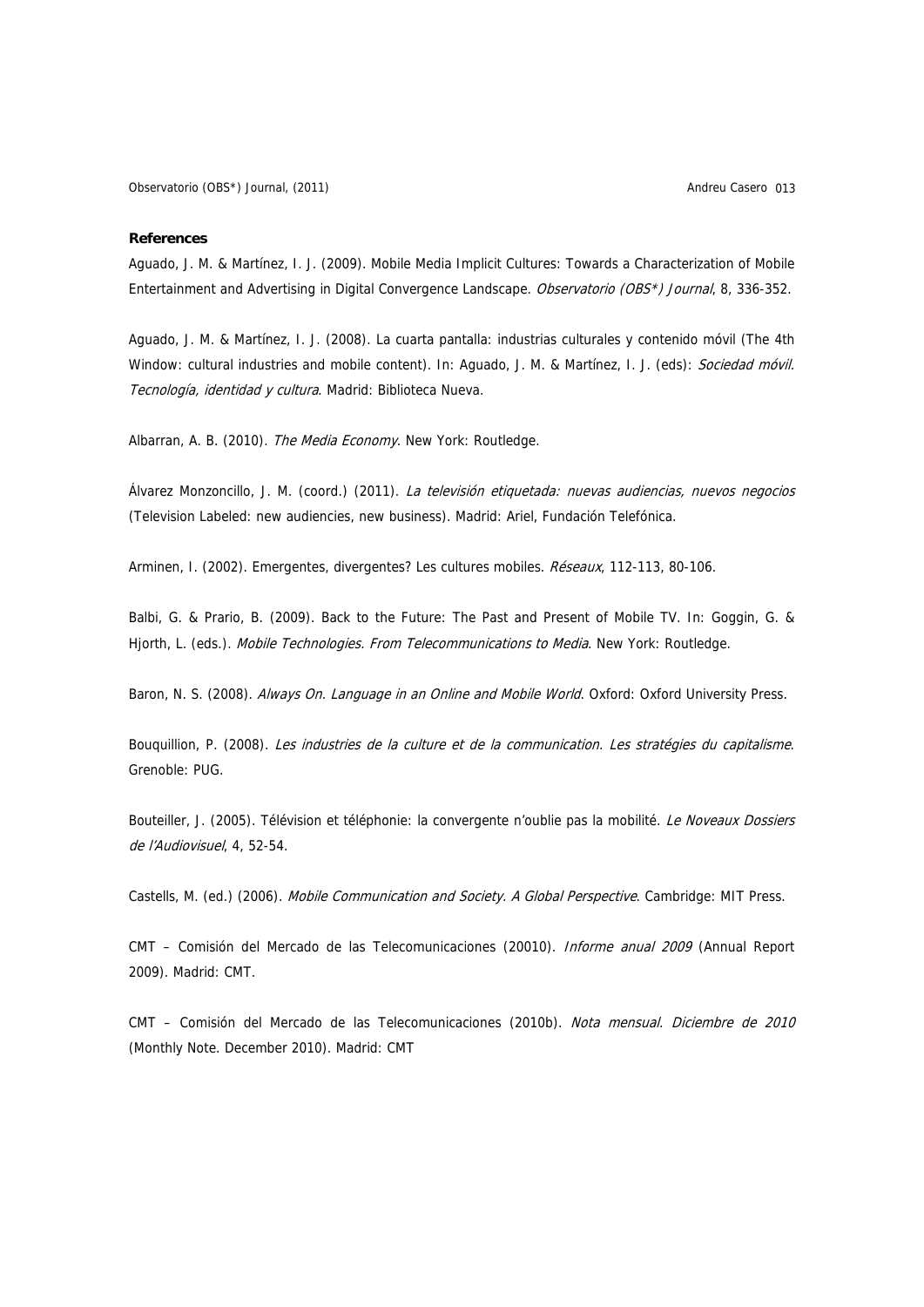**References**

Aguado, J. M. & Martínez, I. J. (2009). Mobile Media Implicit Cultures: Towards a Characterization of Mobile Entertainment and Advertising in Digital Convergence Landscape. *Observatorio (OBS*) Journal*, 8, 336-352.

Aguado, J. M. & Martínez, I. J. (2008). La cuarta pantalla: industrias culturales y contenido móvil (The 4th Window: cultural industries and mobile content). In: Aguado, J. M. & Martínez, I. J. (eds): *Sociedad móvil. Tecnología, identidad y cultura*. Madrid: Biblioteca Nueva.

Albarran, A. B. (2010). *The Media Economy*. New York: Routledge.

Álvarez Monzoncillo, J. M. (coord.) (2011). *La televisión etiquetada: nuevas audiencias, nuevos negocios* (Television Labeled: new audiencies, new business). Madrid: Ariel, Fundación Telefónica.

Arminen, I. (2002). Emergentes, divergentes? Les cultures mobiles. *Réseaux*, 112-113, 80-106.

Balbi, G. & Prario, B. (2009). Back to the Future: The Past and Present of Mobile TV. In: Goggin, G. & Hjorth, L. (eds.). *Mobile Technologies. From Telecommunications to Media*. New York: Routledge.

Baron, N. S. (2008). *Always On. Language in an Online and Mobile World*. Oxford: Oxford University Press.

Bouquillion, P. (2008). *Les industries de la culture et de la communication. Les stratégies du capitalisme*. Grenoble: PUG.

Bouteiller, J. (2005). Télévision et téléphonie: la convergente n'oublie pas la mobilité. *Le Noveaux Dossiers de l'Audiovisuel*, 4, 52-54.

Castells, M. (ed.) (2006). *Mobile Communication and Society. A Global Perspective*. Cambridge: MIT Press.

CMT – Comisión del Mercado de las Telecomunicaciones (20010). *Informe anual 2009* (Annual Report 2009). Madrid: CMT.

CMT – Comisión del Mercado de las Telecomunicaciones (2010b). *Nota mensual. Diciembre de 2010* (Monthly Note. December 2010). Madrid: CMT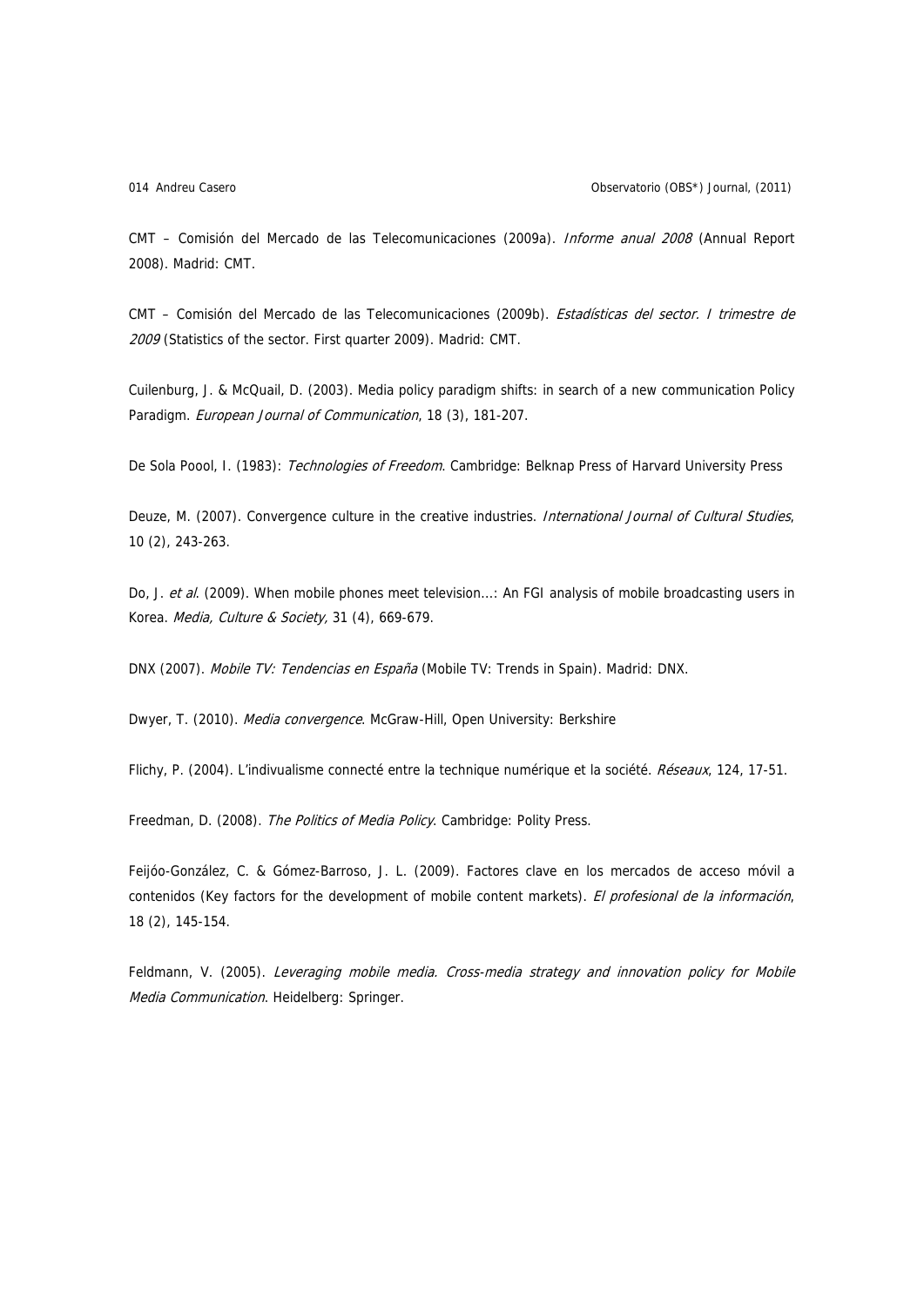CMT – Comisión del Mercado de las Telecomunicaciones (2009a). *Informe anual 2008* (Annual Report 2008). Madrid: CMT.

CMT – Comisión del Mercado de las Telecomunicaciones (2009b). *Estadísticas del sector. I trimestre de 2009* (Statistics of the sector. First quarter 2009). Madrid: CMT.

Cuilenburg, J. & McQuail, D. (2003). Media policy paradigm shifts: in search of a new communication Policy Paradigm. *European Journal of Communication*, 18 (3), 181-207.

De Sola Poool, I. (1983): *Technologies of Freedom*. Cambridge: Belknap Press of Harvard University Press

Deuze, M. (2007). Convergence culture in the creative industries. *International Journal of Cultural Studies*, 10 (2), 243-263.

Do, J. *et al*. (2009). When mobile phones meet television...: An FGI analysis of mobile broadcasting users in Korea. *Media, Culture & Society,* 31 (4), 669-679.

DNX (2007). *Mobile TV: Tendencias en España* (Mobile TV: Trends in Spain). Madrid: DNX.

Dwyer, T. (2010). *Media convergence*. McGraw-Hill, Open University: Berkshire

Flichy, P. (2004). L'indivualisme connecté entre la technique numérique et la société. *Réseaux*, 124, 17-51.

Freedman, D. (2008). *The Politics of Media Policy*. Cambridge: Polity Press.

Feijóo-González, C. & Gómez-Barroso, J. L. (2009). Factores clave en los mercados de acceso móvil a contenidos (Key factors for the development of mobile content markets). *El profesional de la información*, 18 (2), 145-154.

Feldmann, V. (2005). *Leveraging mobile media. Cross-media strategy and innovation policy for Mobile Media Communication*. Heidelberg: Springer.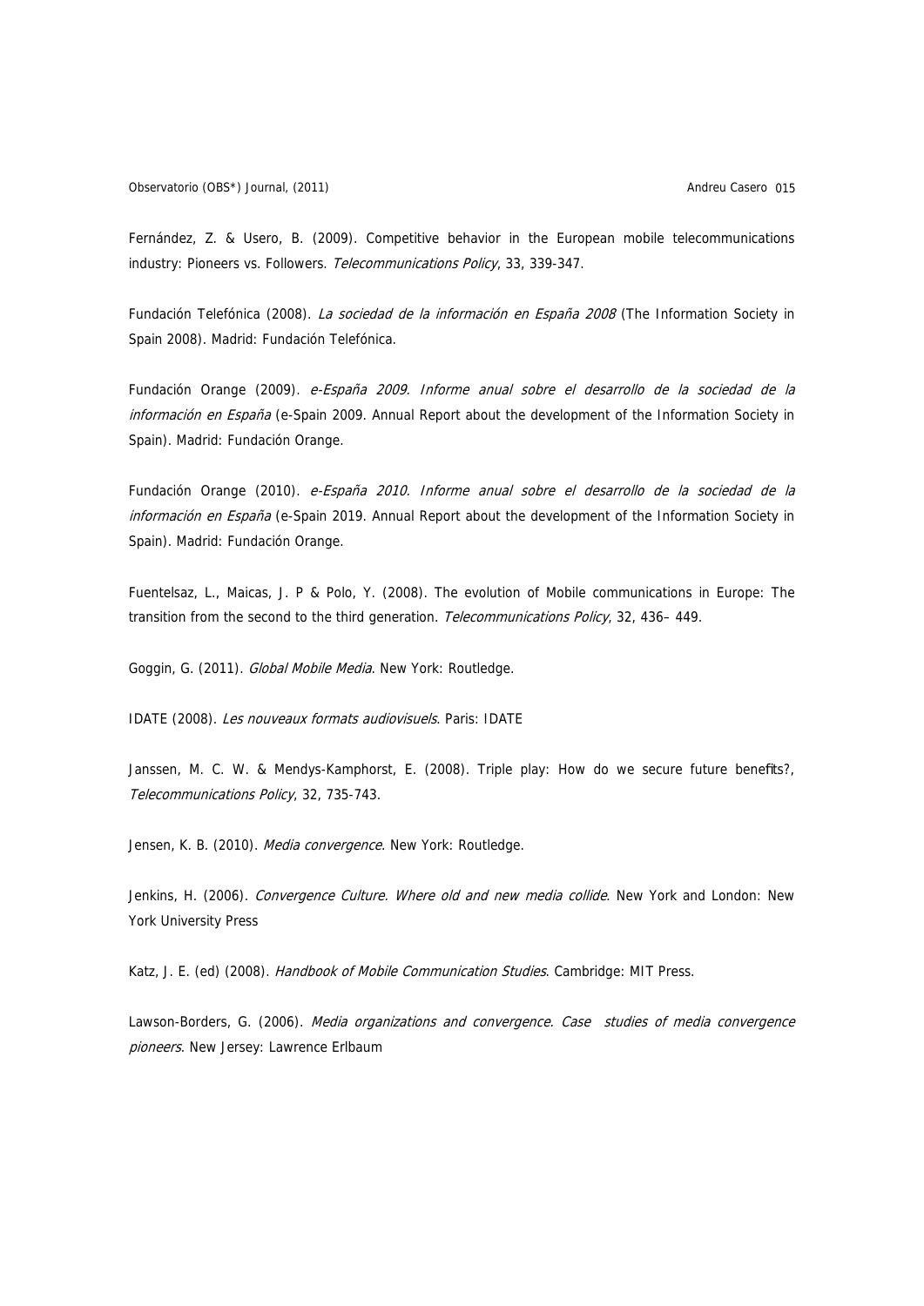Fernández, Z. & Usero, B. (2009). Competitive behavior in the European mobile telecommunications industry: Pioneers vs. Followers. *Telecommunications Policy*, 33, 339-347.

Fundación Telefónica (2008). *La sociedad de la información en España 2008* (The Information Society in Spain 2008). Madrid: Fundación Telefónica.

Fundación Orange (2009). *e-España 2009. Informe anual sobre el desarrollo de la sociedad de la información en España* (e-Spain 2009. Annual Report about the development of the Information Society in Spain). Madrid: Fundación Orange.

Fundación Orange (2010). *e-España 2010. Informe anual sobre el desarrollo de la sociedad de la información en España* (e-Spain 2019. Annual Report about the development of the Information Society in Spain). Madrid: Fundación Orange.

Fuentelsaz, L., Maicas, J. P & Polo, Y. (2008). The evolution of Mobile communications in Europe: The transition from the second to the third generation. *Telecommunications Policy*, 32, 436– 449.

Goggin, G. (2011). *Global Mobile Media*. New York: Routledge.

IDATE (2008). *Les nouveaux formats audiovisuels*. Paris: IDATE

Janssen, M. C. W. & Mendys-Kamphorst, E. (2008). Triple play: How do we secure future benefits?, *Telecommunications Policy*, 32, 735-743.

Jensen, K. B. (2010). *Media convergence*. New York: Routledge.

Jenkins, H. (2006). *Convergence Culture. Where old and new media collide*. New York and London: New York University Press

Katz, J. E. (ed) (2008). *Handbook of Mobile Communication Studies*. Cambridge: MIT Press.

Lawson-Borders, G. (2006). *Media organizations and convergence. Case studies of media convergence pioneers*. New Jersey: Lawrence Erlbaum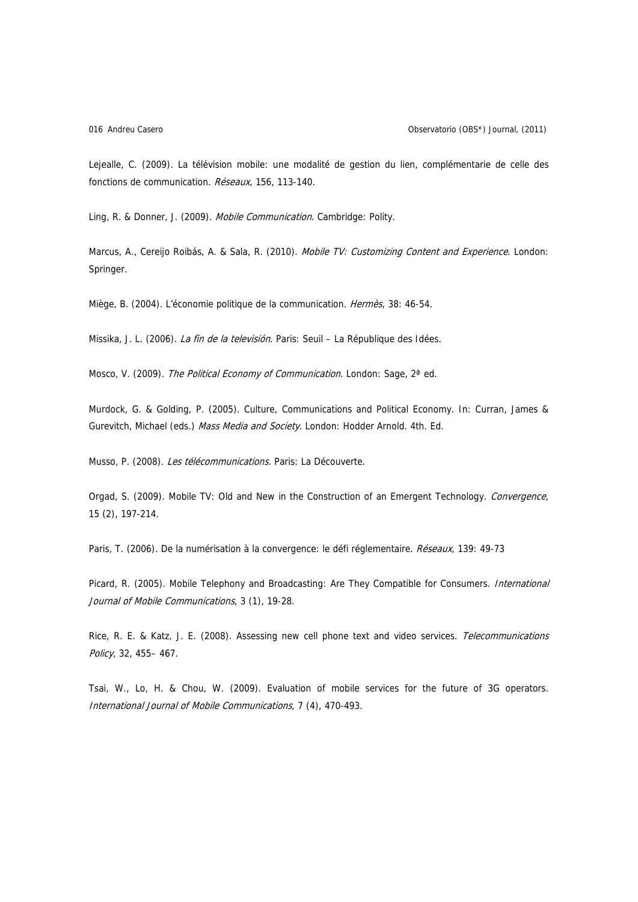Lejealle, C. (2009). La télévision mobile: une modalité de gestion du lien, complémentarie de celle des fonctions de communication. *Réseaux*, 156, 113-140.

Ling, R. & Donner, J. (2009). *Mobile Communication*. Cambridge: Polity.

Marcus, A., Cereijo Roibás, A. & Sala, R. (2010). *Mobile TV: Customizing Content and Experience*. London: Springer.

Miège, B. (2004). L'économie politique de la communication. *Hermès*, 38: 46-54.

Missika, J. L. (2006). *La fin de la televisión*. Paris: Seuil – La République des Idées.

Mosco, V. (2009). *The Political Economy of Communication*. London: Sage, 2ª ed.

Murdock, G. & Golding, P. (2005). Culture, Communications and Political Economy. In: Curran, James & Gurevitch, Michael (eds.) *Mass Media and Society*. London: Hodder Arnold. 4th. Ed.

Musso, P. (2008). *Les télécommunications*. Paris: La Découverte.

Orgad, S. (2009). Mobile TV: Old and New in the Construction of an Emergent Technology. *Convergence*, 15 (2), 197-214.

Paris, T. (2006). De la numérisation à la convergence: le défi réglementaire. *Réseaux*, 139: 49-73

Picard, R. (2005). Mobile Telephony and Broadcasting: Are They Compatible for Consumers. *International Journal of Mobile Communications*, 3 (1), 19-28.

Rice, R. E. & Katz, J. E. (2008). Assessing new cell phone text and video services. *Telecommunications Policy*, 32, 455– 467.

Tsai, W., Lo, H. & Chou, W. (2009). Evaluation of mobile services for the future of 3G operators. *International Journal of Mobile Communications*, 7 (4), 470-493.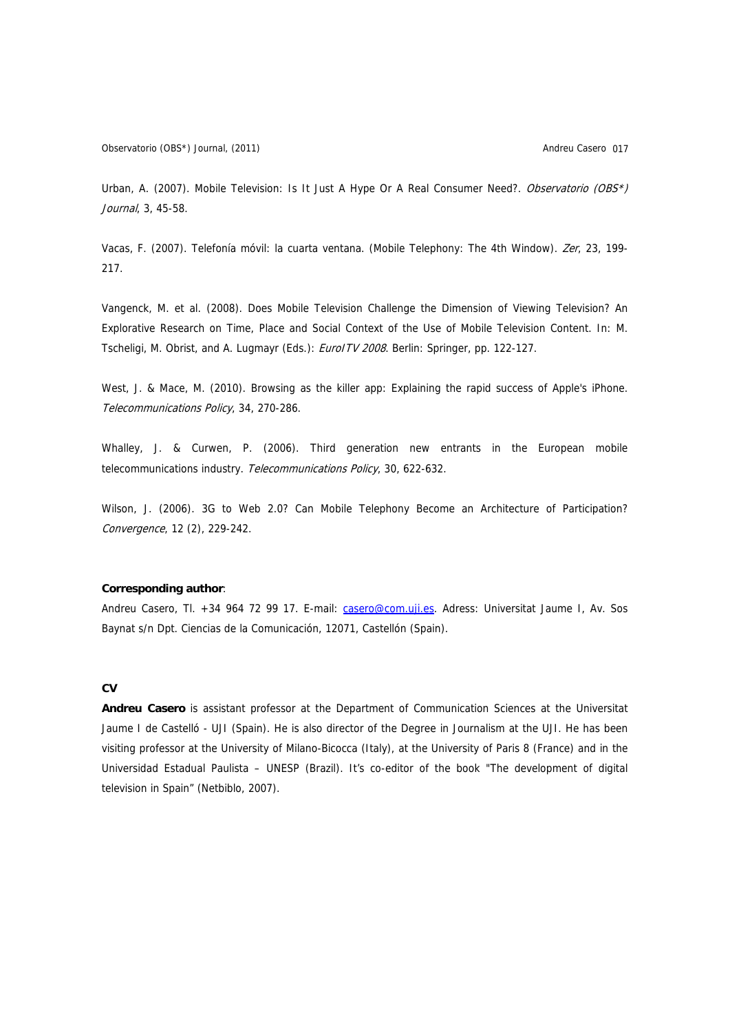Urban, A. (2007). Mobile Television: Is It Just A Hype Or A Real Consumer Need?. *Observatorio (OBS*) Journal*, 3, 45-58.

Vacas, F. (2007). Telefonía móvil: la cuarta ventana. (Mobile Telephony: The 4th Window). *Zer*, 23, 199-217.

Vangenck, M. et al. (2008). Does Mobile Television Challenge the Dimension of Viewing Television? An Explorative Research on Time, Place and Social Context of the Use of Mobile Television Content. In: M. Tscheligi, M. Obrist, and A. Lugmayr (Eds.): *EuroITV 2008*. Berlin: Springer, pp. 122-127.

West, J. & Mace, M. (2010). Browsing as the killer app: Explaining the rapid success of Apple's iPhone. *Telecommunications Policy*, 34, 270-286.

Whalley, J. & Curwen, P. (2006). Third generation new entrants in the European mobile telecommunications industry. *Telecommunications Policy*, 30, 622-632.

Wilson, J. (2006). 3G to Web 2.0? Can Mobile Telephony Become an Architecture of Participation? *Convergence*, 12 (2), 229-242.

**Corresponding author**:

Andreu Casero, Tl. +34 964 72 99 17. E-mail: casero@com.uji.es. Adress: Universitat Jaume I, Av. Sos Baynat s/n Dpt. Ciencias de la Comunicación, 12071, Castellón (Spain).

**CV**

**Andreu Casero** is assistant professor at the Department of Communication Sciences at the Universitat Jaume I de Castelló - UJI (Spain). He is also director of the Degree in Journalism at the UJI. He has been visiting professor at the University of Milano-Bicocca (Italy), at the University of Paris 8 (France) and in the Universidad Estadual Paulista – UNESP (Brazil). It's co-editor of the book "The development of digital television in Spain" (Netbiblo, 2007).